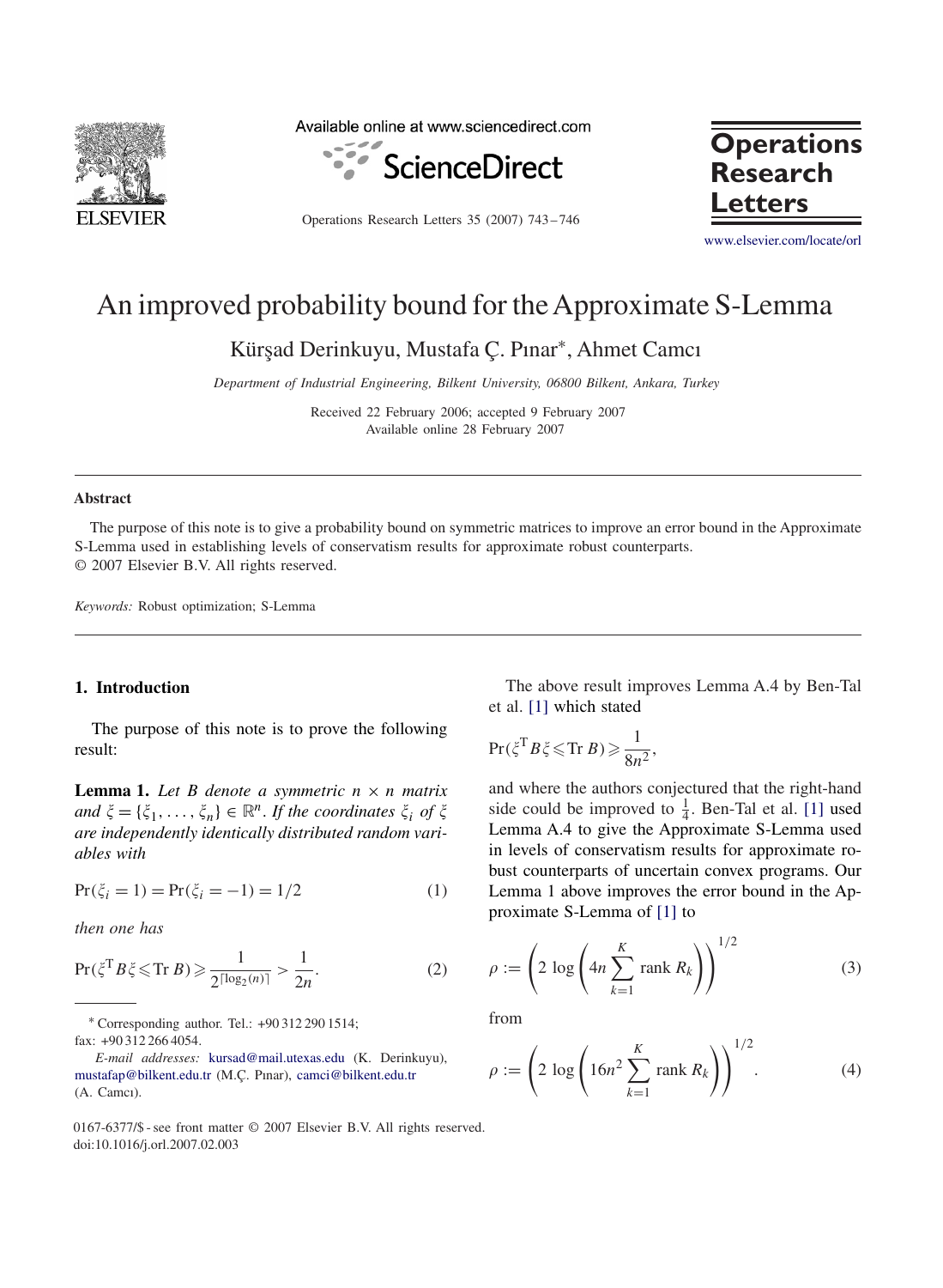# An improved probability bound for the Approximate S-Lemma

Kürşad Derinkuyu, Mustafa Ç. Pınar*, Ahmet Camcı

*Department of Industrial Engineering, Bilkent University, 06800 Bilkent, Ankara, Turkey*

Received 22 February 2006; accepted 9 February 2007
Available online 28 February 2007

### Abstract

The purpose of this note is to give a probability bound on symmetric matrices to improve an error bound in the Approximate S-Lemma used in establishing levels of conservatism results for approximate robust counterparts.
© 2007 Elsevier B.V. All rights reserved.

*Keywords:* Robust optimization; S-Lemma

## 1. Introduction

The purpose of this note is to prove the following result:

**Lemma 1.** *Let $B$ denote a symmetric $n \times n$ matrix and $\xi = \{\xi_1, \ldots, \xi_n\} \in \mathbb{R}^n$. If the coordinates $\xi_i$ of $\xi$ are independently identically distributed random variables with*

$$\Pr(\xi_i = 1) = \Pr(\xi_i = -1) = 1/2 \tag{1}$$

*then one has*

$$\Pr(\xi^{\mathrm{T}} B \xi \leqslant \mathrm{Tr}\, B) \geqslant \frac{1}{2^{\lceil \log_2(n) \rceil}} > \frac{1}{2n}. \tag{2}$$

The above result improves Lemma A.4 by Ben-Tal et al. [1] which stated

$$\Pr(\xi^{\mathrm{T}} B \xi \leqslant \mathrm{Tr}\, B) \geqslant \frac{1}{8n^2},$$

and where the authors conjectured that the right-hand side could be improved to $\frac{1}{4}$. Ben-Tal et al. [1] used Lemma A.4 to give the Approximate S-Lemma used in levels of conservatism results for approximate robust counterparts of uncertain convex programs. Our Lemma 1 above improves the error bound in the Approximate S-Lemma of [1] to

$$\rho := \left(2 \log \left(4n \sum_{k=1}^{K} \mathrm{rank}\, R_k\right)\right)^{1/2} \tag{3}$$

from

$$\rho := \left(2 \log \left(16n^2 \sum_{k=1}^{K} \mathrm{rank}\, R_k\right)\right)^{1/2}. \tag{4}$$

* Corresponding author. Tel.: +90 312 290 1514; fax: +90 312 266 4054.

*E-mail addresses:* kursad@mail.utexas.edu (K. Derinkuyu), mustafap@bilkent.edu.tr (M.Ç. Pınar), camci@bilkent.edu.tr (A. Camcı).

0167-6377/$ - see front matter © 2007 Elsevier B.V. All rights reserved.
doi:10.1016/j.orl.2007.02.003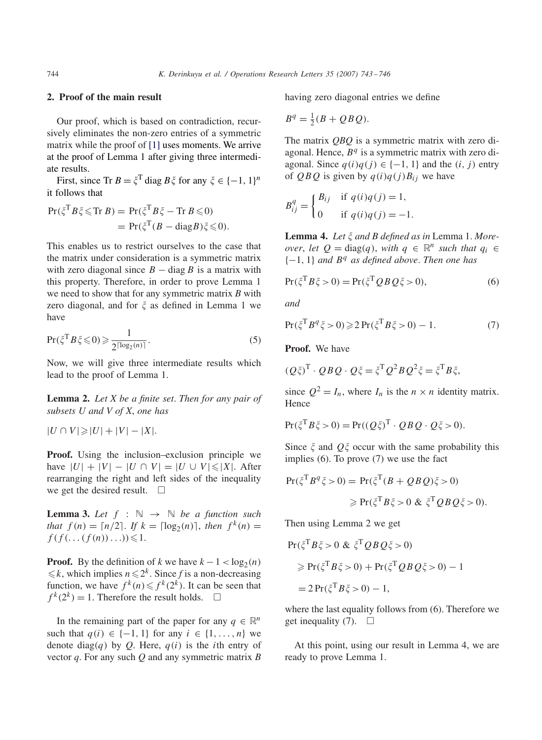## 2. Proof of the main result

Our proof, which is based on contradiction, recursively eliminates the non-zero entries of a symmetric matrix while the proof of [1] uses moments. We arrive at the proof of Lemma 1 after giving three intermediate results.

First, since $\operatorname{Tr} B = \xi^{\mathrm{T}} \operatorname{diag} B \xi$ for any $\xi \in \{-1, 1\}^n$ it follows that

$$\begin{aligned}\Pr(\xi^{\mathrm{T}} B \xi \leqslant \operatorname{Tr} B) &= \Pr(\xi^{\mathrm{T}} B \xi - \operatorname{Tr} B \leqslant 0) \\ &= \Pr(\xi^{\mathrm{T}} (B - \operatorname{diag} B) \xi \leqslant 0).\end{aligned}$$

This enables us to restrict ourselves to the case that the matrix under consideration is a symmetric matrix with zero diagonal since $B - \operatorname{diag} B$ is a matrix with this property. Therefore, in order to prove Lemma 1 we need to show that for any symmetric matrix $B$ with zero diagonal, and for $\xi$ as defined in Lemma 1 we have

$$\Pr(\xi^{\mathrm{T}} B \xi \leqslant 0) \geqslant \frac{1}{2^{\lceil \log_2(n) \rceil}}. \tag{5}$$

Now, we will give three intermediate results which lead to the proof of Lemma 1.

**Lemma 2.** *Let $X$ be a finite set. Then for any pair of subsets $U$ and $V$ of $X$, one has*

$$|U \cap V| \geqslant |U| + |V| - |X|.$$

**Proof.** Using the inclusion–exclusion principle we have $|U| + |V| - |U \cap V| = |U \cup V| \leqslant |X|$. After rearranging the right and left sides of the inequality we get the desired result. $\square$

**Lemma 3.** *Let $f : \mathbb{N} \to \mathbb{N}$ be a function such that $f(n) = \lceil n/2 \rceil$. If $k = \lceil \log_2(n) \rceil$, then $f^k(n) = f(f(\ldots(f(n))\ldots)) \leqslant 1$.*

**Proof.** By the definition of $k$ we have $k - 1 < \log_2(n) \leqslant k$, which implies $n \leqslant 2^k$. Since $f$ is a non-decreasing function, we have $f^k(n) \leqslant f^k(2^k)$. It can be seen that $f^k(2^k) = 1$. Therefore the result holds. $\square$

In the remaining part of the paper for any $q \in \mathbb{R}^n$ such that $q(i) \in \{-1, 1\}$ for any $i \in \{1, \ldots, n\}$ we denote $\operatorname{diag}(q)$ by $Q$. Here, $q(i)$ is the $i$th entry of vector $q$. For any such $Q$ and any symmetric matrix $B$ having zero diagonal entries we define

$$B^q = \tfrac{1}{2}(B + QBQ).$$

The matrix $QBQ$ is a symmetric matrix with zero diagonal. Hence, $B^q$ is a symmetric matrix with zero diagonal. Since $q(i)q(j) \in \{-1, 1\}$ and the $(i, j)$ entry of $QBQ$ is given by $q(i)q(j)B_{ij}$ we have

$$B^q_{ij} = \begin{cases} B_{ij} & \text{if } q(i)q(j) = 1, \\ 0 & \text{if } q(i)q(j) = -1. \end{cases}$$

**Lemma 4.** *Let $\xi$ and $B$ defined as in Lemma 1. Moreover, let $Q = \operatorname{diag}(q)$, with $q \in \mathbb{R}^n$ such that $q_i \in \{-1, 1\}$ and $B^q$ as defined above. Then one has*

$$\Pr(\xi^{\mathrm{T}} B \xi > 0) = \Pr(\xi^{\mathrm{T}} QBQ \xi > 0), \tag{6}$$

*and*

$$\Pr(\xi^{\mathrm{T}} B^q \xi > 0) \geqslant 2 \Pr(\xi^{\mathrm{T}} B \xi > 0) - 1. \tag{7}$$

**Proof.** We have

$$(Q\xi)^{\mathrm{T}} \cdot QBQ \cdot Q\xi = \xi^{\mathrm{T}} Q^2 B Q^2 \xi = \xi^{\mathrm{T}} B \xi,$$

since $Q^2 = I_n$, where $I_n$ is the $n \times n$ identity matrix. Hence

$$\Pr(\xi^{\mathrm{T}} B \xi > 0) = \Pr((Q\xi)^{\mathrm{T}} \cdot QBQ \cdot Q\xi > 0).$$

Since $\xi$ and $Q\xi$ occur with the same probability this implies (6). To prove (7) we use the fact

$$\begin{aligned}\Pr(\xi^{\mathrm{T}} B^q \xi > 0) &= \Pr(\xi^{\mathrm{T}} (B + QBQ) \xi > 0) \\ &\geqslant \Pr(\xi^{\mathrm{T}} B \xi > 0 \ \& \ \xi^{\mathrm{T}} QBQ \xi > 0).\end{aligned}$$

Then using Lemma 2 we get

$$\begin{aligned}&\Pr(\xi^{\mathrm{T}} B \xi > 0 \ \& \ \xi^{\mathrm{T}} QBQ \xi > 0) \\ &\geqslant \Pr(\xi^{\mathrm{T}} B \xi > 0) + \Pr(\xi^{\mathrm{T}} QBQ \xi > 0) - 1 \\ &= 2 \Pr(\xi^{\mathrm{T}} B \xi > 0) - 1,\end{aligned}$$

where the last equality follows from (6). Therefore we get inequality (7). $\square$

At this point, using our result in Lemma 4, we are ready to prove Lemma 1.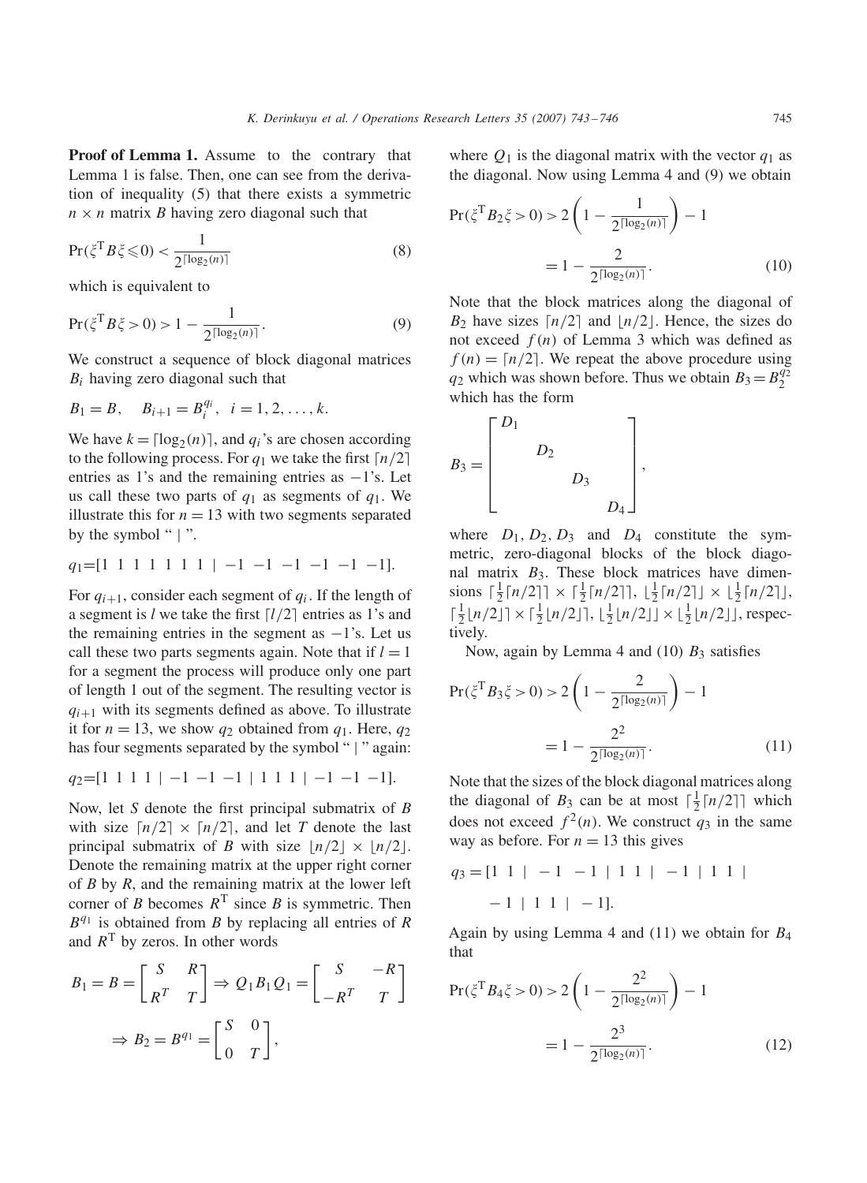**Proof of Lemma 1.** Assume to the contrary that Lemma 1 is false. Then, one can see from the derivation of inequality (5) that there exists a symmetric $n \times n$ matrix $B$ having zero diagonal such that

$$\Pr(\xi^{\mathrm{T}} B \xi \leqslant 0) < \frac{1}{2^{\lceil \log_2(n) \rceil}} \tag{8}$$

which is equivalent to

$$\Pr(\xi^{\mathrm{T}} B \xi > 0) > 1 - \frac{1}{2^{\lceil \log_2(n) \rceil}}. \tag{9}$$

We construct a sequence of block diagonal matrices $B_i$ having zero diagonal such that

$$B_1 = B, \quad B_{i+1} = B_i^{q_i}, \quad i = 1, 2, \ldots, k.$$

We have $k = \lceil \log_2(n) \rceil$, and $q_i$'s are chosen according to the following process. For $q_1$ we take the first $\lceil n/2 \rceil$ entries as 1's and the remaining entries as $-1$'s. Let us call these two parts of $q_1$ as segments of $q_1$. We illustrate this for $n = 13$ with two segments separated by the symbol " | ".

$$q_1 = [1\ 1\ 1\ 1\ 1\ 1\ 1\ |\ -1\ -1\ -1\ -1\ -1\ -1].$$

For $q_{i+1}$, consider each segment of $q_i$. If the length of a segment is $l$ we take the first $\lceil l/2 \rceil$ entries as 1's and the remaining entries in the segment as $-1$'s. Let us call these two parts segments again. Note that if $l = 1$ for a segment the process will produce only one part of length 1 out of the segment. The resulting vector is $q_{i+1}$ with its segments defined as above. To illustrate it for $n = 13$, we show $q_2$ obtained from $q_1$. Here, $q_2$ has four segments separated by the symbol " | " again:

$$q_2 = [1\ 1\ 1\ 1\ |\ -1\ -1\ -1\ |\ 1\ 1\ 1\ |\ -1\ -1\ -1].$$

Now, let $S$ denote the first principal submatrix of $B$ with size $\lceil n/2 \rceil \times \lceil n/2 \rceil$, and let $T$ denote the last principal submatrix of $B$ with size $\lfloor n/2 \rfloor \times \lfloor n/2 \rfloor$. Denote the remaining matrix at the upper right corner of $B$ by $R$, and the remaining matrix at the lower left corner of $B$ becomes $R^{\mathrm{T}}$ since $B$ is symmetric. Then $B^{q_1}$ is obtained from $B$ by replacing all entries of $R$ and $R^{\mathrm{T}}$ by zeros. In other words

$$B_1 = B = \begin{bmatrix} S & R \\ R^T & T \end{bmatrix} \Rightarrow Q_1 B_1 Q_1 = \begin{bmatrix} S & -R \\ -R^T & T \end{bmatrix}$$

$$\Rightarrow B_2 = B^{q_1} = \begin{bmatrix} S & 0 \\ 0 & T \end{bmatrix},$$

where $Q_1$ is the diagonal matrix with the vector $q_1$ as the diagonal. Now using Lemma 4 and (9) we obtain

$$\Pr(\xi^{\mathrm{T}} B_2 \xi > 0) > 2\left(1 - \frac{1}{2^{\lceil \log_2(n) \rceil}}\right) - 1$$
$$= 1 - \frac{2}{2^{\lceil \log_2(n) \rceil}}. \tag{10}$$

Note that the block matrices along the diagonal of $B_2$ have sizes $\lceil n/2 \rceil$ and $\lfloor n/2 \rfloor$. Hence, the sizes do not exceed $f(n)$ of Lemma 3 which was defined as $f(n) = \lceil n/2 \rceil$. We repeat the above procedure using $q_2$ which was shown before. Thus we obtain $B_3 = B_2^{q_2}$ which has the form

$$B_3 = \begin{bmatrix} D_1 & & & \\ & D_2 & & \\ & & D_3 & \\ & & & D_4 \end{bmatrix},$$

where $D_1, D_2, D_3$ and $D_4$ constitute the symmetric, zero-diagonal blocks of the block diagonal matrix $B_3$. These block matrices have dimensions $\lceil \frac{1}{2}\lceil n/2 \rceil \rceil \times \lceil \frac{1}{2}\lceil n/2 \rceil \rceil$, $\lfloor \frac{1}{2}\lceil n/2 \rceil \rfloor \times \lfloor \frac{1}{2}\lceil n/2 \rceil \rfloor$, $\lceil \frac{1}{2}\lfloor n/2 \rfloor \rceil \times \lceil \frac{1}{2}\lfloor n/2 \rfloor \rceil$, $\lfloor \frac{1}{2}\lfloor n/2 \rfloor \rfloor \times \lfloor \frac{1}{2}\lfloor n/2 \rfloor \rfloor$, respectively.

Now, again by Lemma 4 and (10) $B_3$ satisfies

$$\Pr(\xi^{\mathrm{T}} B_3 \xi > 0) > 2\left(1 - \frac{2}{2^{\lceil \log_2(n) \rceil}}\right) - 1$$
$$= 1 - \frac{2^2}{2^{\lceil \log_2(n) \rceil}}. \tag{11}$$

Note that the sizes of the block diagonal matrices along the diagonal of $B_3$ can be at most $\lceil \frac{1}{2}\lceil n/2 \rceil \rceil$ which does not exceed $f^2(n)$. We construct $q_3$ in the same way as before. For $n = 13$ this gives

$$q_3 = [1\ 1\ |\ -1\ -1\ |\ 1\ 1\ |\ -1\ |\ 1\ 1\ |\ -1\ |\ 1\ 1\ |\ -1].$$

Again by using Lemma 4 and (11) we obtain for $B_4$ that

$$\Pr(\xi^{\mathrm{T}} B_4 \xi > 0) > 2\left(1 - \frac{2^2}{2^{\lceil \log_2(n) \rceil}}\right) - 1$$
$$= 1 - \frac{2^3}{2^{\lceil \log_2(n) \rceil}}. \tag{12}$$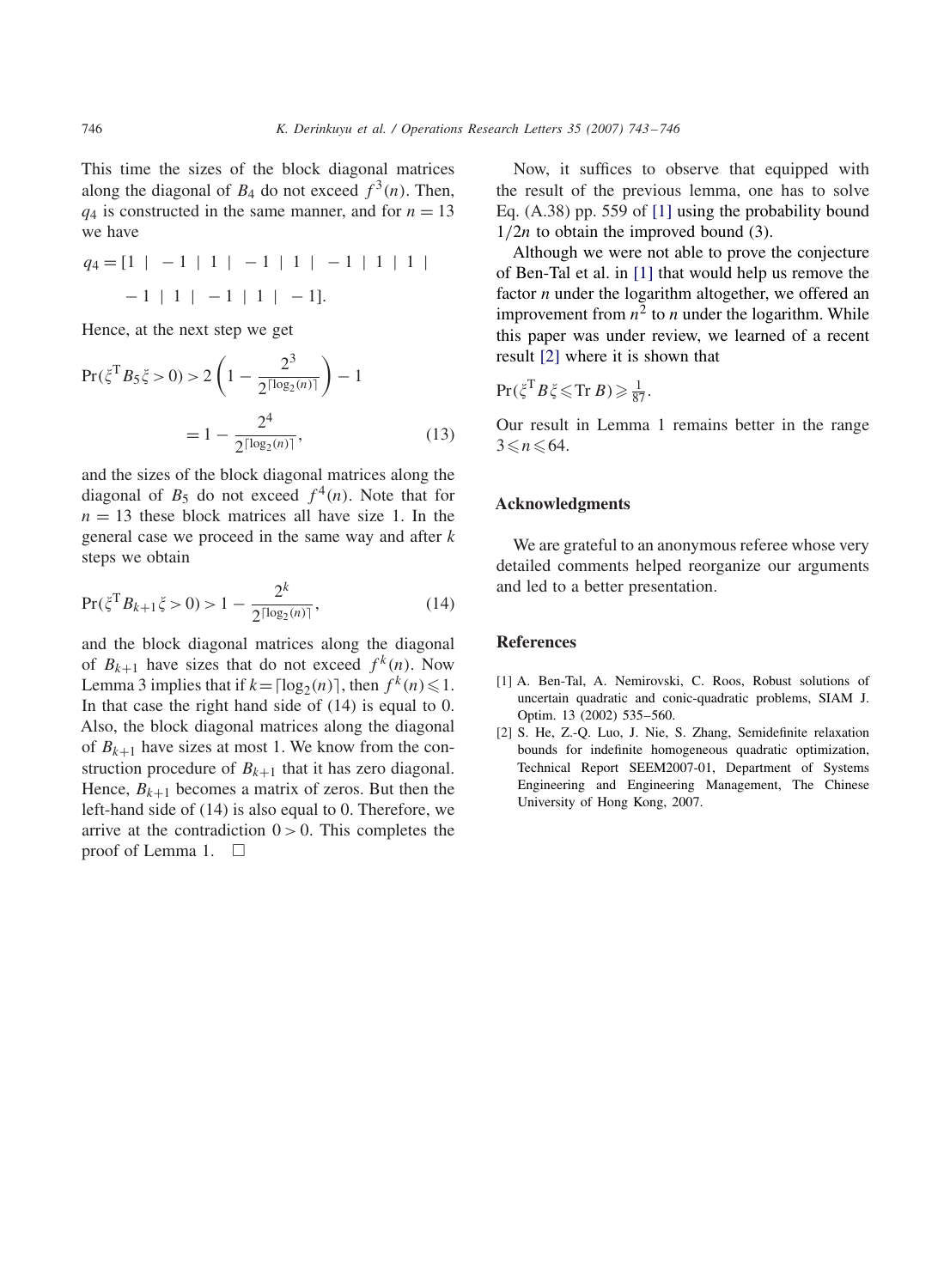This time the sizes of the block diagonal matrices along the diagonal of $B_4$ do not exceed $f^3(n)$. Then, $q_4$ is constructed in the same manner, and for $n = 13$ we have

$$q_4 = [1 \mid -1 \mid 1 \mid -1 \mid 1 \mid -1 \mid 1 \mid 1 \mid -1 \mid 1 \mid -1 \mid 1 \mid -1].$$

Hence, at the next step we get

$$\Pr(\xi^{\mathrm{T}} B_5 \xi > 0) > 2\left(1 - \frac{2^3}{2^{\lceil \log_2(n) \rceil}}\right) - 1 = 1 - \frac{2^4}{2^{\lceil \log_2(n) \rceil}}, \tag{13}$$

and the sizes of the block diagonal matrices along the diagonal of $B_5$ do not exceed $f^4(n)$. Note that for $n = 13$ these block matrices all have size 1. In the general case we proceed in the same way and after $k$ steps we obtain

$$\Pr(\xi^{\mathrm{T}} B_{k+1} \xi > 0) > 1 - \frac{2^k}{2^{\lceil \log_2(n) \rceil}}, \tag{14}$$

and the block diagonal matrices along the diagonal of $B_{k+1}$ have sizes that do not exceed $f^k(n)$. Now Lemma 3 implies that if $k = \lceil \log_2(n) \rceil$, then $f^k(n) \leqslant 1$. In that case the right hand side of (14) is equal to 0. Also, the block diagonal matrices along the diagonal of $B_{k+1}$ have sizes at most 1. We know from the construction procedure of $B_{k+1}$ that it has zero diagonal. Hence, $B_{k+1}$ becomes a matrix of zeros. But then the left-hand side of (14) is also equal to 0. Therefore, we arrive at the contradiction $0 > 0$. This completes the proof of Lemma 1. □

Now, it suffices to observe that equipped with the result of the previous lemma, one has to solve Eq. (A.38) pp. 559 of [1] using the probability bound $1/2n$ to obtain the improved bound (3).

Although we were not able to prove the conjecture of Ben-Tal et al. in [1] that would help us remove the factor $n$ under the logarithm altogether, we offered an improvement from $n^2$ to $n$ under the logarithm. While this paper was under review, we learned of a recent result [2] where it is shown that

$$\Pr(\xi^{\mathrm{T}} B \xi \leqslant \mathrm{Tr}\, B) \geqslant \tfrac{1}{87}.$$

Our result in Lemma 1 remains better in the range $3 \leqslant n \leqslant 64$.

## Acknowledgments

We are grateful to an anonymous referee whose very detailed comments helped reorganize our arguments and led to a better presentation.

## References

[1] A. Ben-Tal, A. Nemirovski, C. Roos, Robust solutions of uncertain quadratic and conic-quadratic problems, SIAM J. Optim. 13 (2002) 535–560.

[2] S. He, Z.-Q. Luo, J. Nie, S. Zhang, Semidefinite relaxation bounds for indefinite homogeneous quadratic optimization, Technical Report SEEM2007-01, Department of Systems Engineering and Engineering Management, The Chinese University of Hong Kong, 2007.